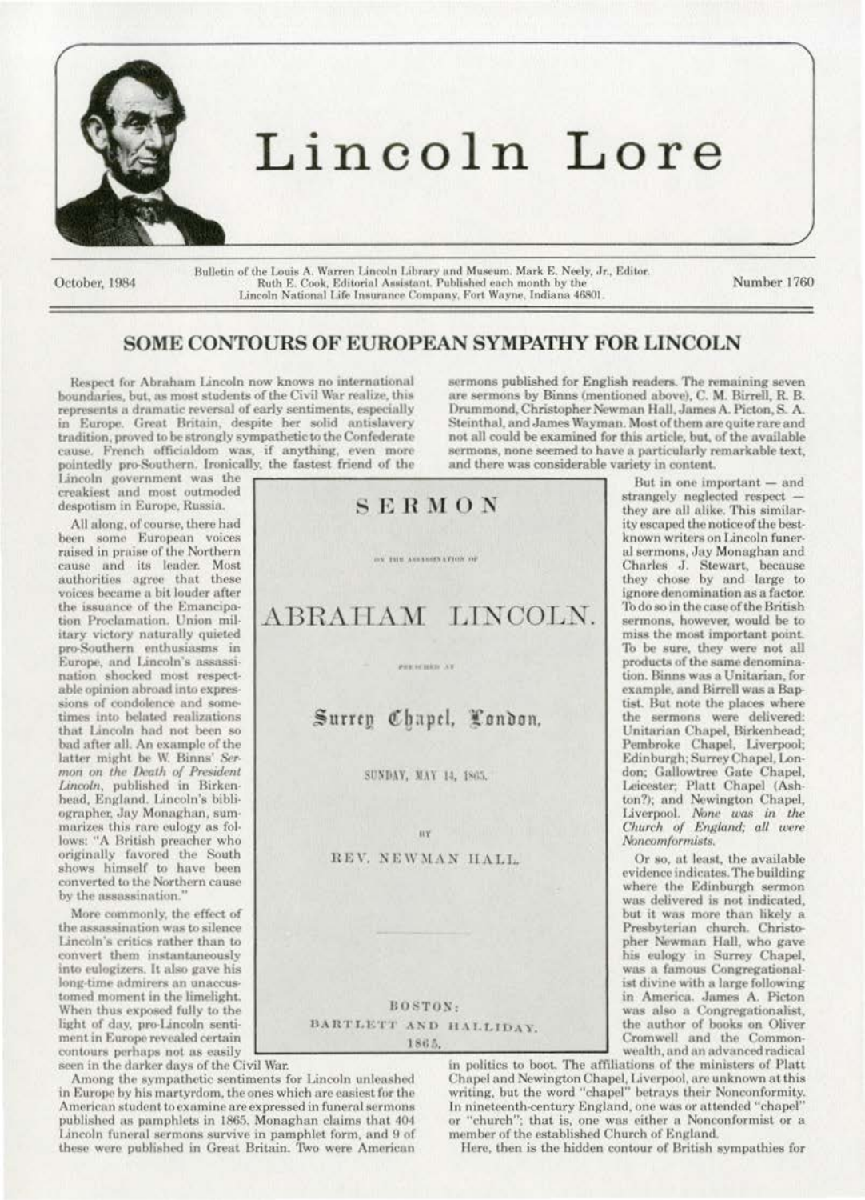# Lincoln Lore

October, 1984

Bulletin of the Louis A. Warren Lincoln Library and Museum. Mark E. Neely, Jr., Editor. Ruth E. Cook, Editorial Assistant. Published each month by the Lincoln National Life Insurance Company, Fort Wayne, Indiana 46801.

Number 1760

## SOME CONTOURS OF EUROPEAN SYMPATHY FOR LINCOLN

Respect for Abraham Lincoln now knows no international boundaries, but, as most students of the Civil War realize, this represents a dramatic reversal of early sentiments, especially in Europe. Great Britain, despite her solid antislavery tradition, proved to be strongly sympathetic to the Confederate cause. French officialdom was, if anything, even more pointedly pro-Southern. Ironically, the fastest friend of the Lincoln government was the creakiest and most outmoded despotism in Europe, Russia.

All along, of course, there had been some European voices raised in praise of the Northern cause and its leader. Most authorities agree that these voices became a bit louder after the issuance of the Emancipation Proclamation. Union military victory naturally quieted pro-Southern enthusiasms in Europe, and Lincoln's assassination shocked most respectable opinion abroad into expressions of condolence and sometimes into belated realizations that Lincoln had not been so bad after all. An example of the latter might be W. Binns' *Sermon on the Death of President Lincoln*, published in Birkenhead, England. Lincoln's bibliographer, Jay Monaghan, summarizes this rare eulogy as follows: "A British preacher who originally favored the South shows himself to have been converted to the Northern cause by the assassination."

More commonly, the effect of the assassination was to silence Lincoln's critics rather than to convert them instantaneously into eulogizers. It also gave his long-time admirers an unaccustomed moment in the limelight. When thus exposed fully to the light of day, pro-Lincoln sentiment in Europe revealed certain contours perhaps not as easily seen in the darker days of the Civil War.

Among the sympathetic sentiments for Lincoln unleashed in Europe by his martyrdom, the ones which are easiest for the American student to examine are expressed in funeral sermons published as pamphlets in 1865. Monaghan claims that 404 Lincoln funeral sermons survive in pamphlet form, and 9 of these were published in Great Britain. Two were American sermons published for English readers. The remaining seven are sermons by Binns (mentioned above), C. M. Birrell, R. B. Drummond, Christopher Newman Hall, James A. Picton, S. A. Steinthal, and James Wayman. Most of them are quite rare and not all could be examined for this article, but, of the available sermons, none seemed to have a particularly remarkable text, and there was considerable variety in content.

SERMON

ON THE ASSASSINATION OF

ABRAHAM LINCOLN.

PREACHED AT

Surrey Chapel, London,

SUNDAY, MAY 14, 1865.

BY

REV. NEWMAN HALL.

BOSTON:
BARTLETT AND HALLIDAY.
1865.

But in one important — and strangely neglected respect — they are all alike. This similarity escaped the notice of the best-known writers on Lincoln funeral sermons, Jay Monaghan and Charles J. Stewart, because they chose by and large to ignore denomination as a factor. To do so in the case of the British sermons, however, would be to miss the most important point. To be sure, they were not all products of the same denomination. Binns was a Unitarian, for example, and Birrell was a Baptist. But note the places where the sermons were delivered: Unitarian Chapel, Birkenhead; Pembroke Chapel, Liverpool; Edinburgh; Surrey Chapel, London; Gallowtree Gate Chapel, Leicester; Platt Chapel (Ashton?); and Newington Chapel, Liverpool. *None was in the Church of England; all were Noncomformists.*

Or so, at least, the available evidence indicates. The building where the Edinburgh sermon was delivered is not indicated, but it was more than likely a Presbyterian church. Christopher Newman Hall, who gave his eulogy in Surrey Chapel, was a famous Congregationalist divine with a large following in America. James A. Picton was also a Congregationalist, the author of books on Oliver Cromwell and the Commonwealth, and an advanced radical in politics to boot. The affiliations of the ministers of Platt Chapel and Newington Chapel, Liverpool, are unknown at this writing, but the word "chapel" betrays their Nonconformity. In nineteenth-century England, one was or attended "chapel" or "church"; that is, one was either a Nonconformist or a member of the established Church of England.

Here, then is the hidden contour of British sympathies for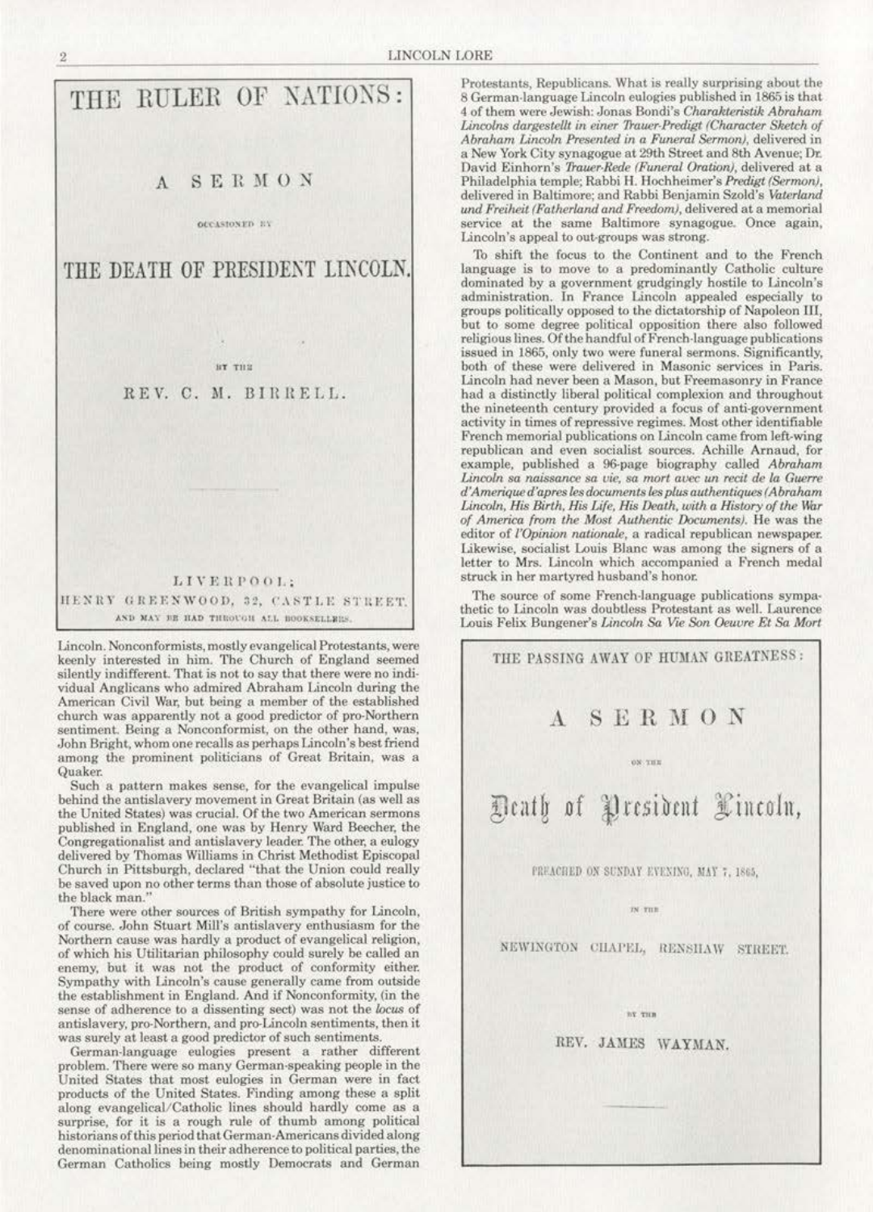THE RULER OF NATIONS:

A SERMON

OCCASIONED BY

THE DEATH OF PRESIDENT LINCOLN.

BY THE

REV. C. M. BIRRELL.

LIVERPOOL:
HENRY GREENWOOD, 32, CASTLE STREET.
AND MAY BE HAD THROUGH ALL BOOKSELLERS.

Lincoln. Nonconformists, mostly evangelical Protestants, were keenly interested in him. The Church of England seemed silently indifferent. That is not to say that there were no individual Anglicans who admired Abraham Lincoln during the American Civil War, but being a member of the established church was apparently not a good predictor of pro-Northern sentiment. Being a Nonconformist, on the other hand, was. John Bright, whom one recalls as perhaps Lincoln's best friend among the prominent politicians of Great Britain, was a Quaker.

Such a pattern makes sense, for the evangelical impulse behind the antislavery movement in Great Britain (as well as the United States) was crucial. Of the two American sermons published in England, one was by Henry Ward Beecher, the Congregationalist and antislavery leader. The other, a eulogy delivered by Thomas Williams in Christ Methodist Episcopal Church in Pittsburgh, declared "that the Union could really be saved upon no other terms than those of absolute justice to the black man."

There were other sources of British sympathy for Lincoln, of course. John Stuart Mill's antislavery enthusiasm for the Northern cause was hardly a product of evangelical religion, of which his Utilitarian philosophy could surely be called an enemy, but it was not the product of conformity either. Sympathy with Lincoln's cause generally came from outside the establishment in England. And if Nonconformity, (in the sense of adherence to a dissenting sect) was not the *locus* of antislavery, pro-Northern, and pro-Lincoln sentiments, then it was surely at least a good predictor of such sentiments.

German-language eulogies present a rather different problem. There were so many German-speaking people in the United States that most eulogies in German were in fact products of the United States. Finding among these a split along evangelical/Catholic lines should hardly come as a surprise, for it is a rough rule of thumb among political historians of this period that German-Americans divided along denominational lines in their adherence to political parties, the German Catholics being mostly Democrats and German Protestants, Republicans. What is really surprising about the 8 German-language Lincoln eulogies published in 1865 is that 4 of them were Jewish: Jonas Bondi's *Charakteristik Abraham Lincolns dargestellt in einer Trauer-Predigt (Character Sketch of Abraham Lincoln Presented in a Funeral Sermon)*, delivered in a New York City synagogue at 29th Street and 8th Avenue; Dr. David Einhorn's *Trauer-Rede (Funeral Oration)*, delivered at a Philadelphia temple; Rabbi H. Hochheimer's *Predigt (Sermon)*, delivered in Baltimore; and Rabbi Benjamin Szold's *Vaterland und Freiheit (Fatherland and Freedom)*, delivered at a memorial service at the same Baltimore synagogue. Once again, Lincoln's appeal to out-groups was strong.

To shift the focus to the Continent and to the French language is to move to a predominantly Catholic culture dominated by a government grudgingly hostile to Lincoln's administration. In France Lincoln appealed especially to groups politically opposed to the dictatorship of Napoleon III, but to some degree political opposition there also followed religious lines. Of the handful of French-language publications issued in 1865, only two were funeral sermons. Significantly, both of these were delivered in Masonic services in Paris. Lincoln had never been a Mason, but Freemasonry in France had a distinctly liberal political complexion and throughout the nineteenth century provided a focus of anti-government activity in times of repressive regimes. Most other identifiable French memorial publications on Lincoln came from left-wing republican and even socialist sources. Achille Arnaud, for example, published a 96-page biography called *Abraham Lincoln sa naissance sa vie, sa mort avec un recit de la Guerre d'Amerique d'apres les documents les plus authentiques (Abraham Lincoln, His Birth, His Life, His Death, with a History of the War of America from the Most Authentic Documents)*. He was the editor of *l'Opinion nationale*, a radical republican newspaper. Likewise, socialist Louis Blanc was among the signers of a letter to Mrs. Lincoln which accompanied a French medal struck in her martyred husband's honor.

The source of some French-language publications sympathetic to Lincoln was doubtless Protestant as well. Laurence Louis Felix Bungener's *Lincoln Sa Vie Son Oeuvre Et Sa Mort*

THE PASSING AWAY OF HUMAN GREATNESS:

A SERMON

ON THE

Death of President Lincoln,

PREACHED ON SUNDAY EVENING, MAY 7, 1865,

IN THE

NEWINGTON CHAPEL, RENSHAW STREET.

BY THE

REV. JAMES WAYMAN.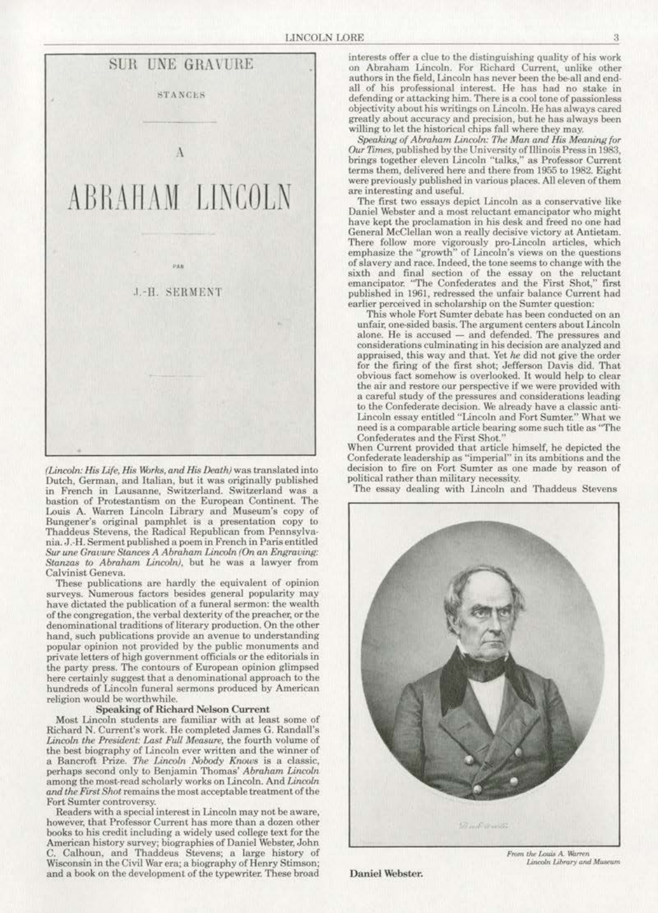SUR UNE GRAVURE

STANCES

A

ABRAHAM LINCOLN

PAR

J.-H. SERMENT

*(Lincoln: His Life, His Works, and His Death)* was translated into Dutch, German, and Italian, but it was originally published in French in Lausanne, Switzerland. Switzerland was a bastion of Protestantism on the European Continent. The Louis A. Warren Lincoln Library and Museum's copy of Bungener's original pamphlet is a presentation copy to Thaddeus Stevens, the Radical Republican from Pennsylvania. J.-H. Serment published a poem in French in Paris entitled *Sur une Gravure Stances A Abraham Lincoln (On an Engraving: Stanzas to Abraham Lincoln)*, but he was a lawyer from Calvinist Geneva.

These publications are hardly the equivalent of opinion surveys. Numerous factors besides general popularity may have dictated the publication of a funeral sermon: the wealth of the congregation, the verbal dexterity of the preacher, or the denominational traditions of literary production. On the other hand, such publications provide an avenue to understanding popular opinion not provided by the public monuments and private letters of high government officials or the editorials in the party press. The contours of European opinion glimpsed here certainly suggest that a denominational approach to the hundreds of Lincoln funeral sermons produced by American religion would be worthwhile.

### Speaking of Richard Nelson Current

Most Lincoln students are familiar with at least some of Richard N. Current's work. He completed James G. Randall's *Lincoln the President: Last Full Measure*, the fourth volume of the best biography of Lincoln ever written and the winner of a Bancroft Prize. *The Lincoln Nobody Knows* is a classic, perhaps second only to Benjamin Thomas' *Abraham Lincoln* among the most-read scholarly works on Lincoln. And *Lincoln and the First Shot* remains the most acceptable treatment of the Fort Sumter controversy.

Readers with a special interest in Lincoln may not be aware, however, that Professor Current has more than a dozen other books to his credit including a widely used college text for the American history survey; biographies of Daniel Webster, John C. Calhoun, and Thaddeus Stevens; a large history of Wisconsin in the Civil War era; a biography of Henry Stimson; and a book on the development of the typewriter. These broad interests offer a clue to the distinguishing quality of his work on Abraham Lincoln. For Richard Current, unlike other authors in the field, Lincoln has never been the be-all and end-all of his professional interest. He has had no stake in defending or attacking him. There is a cool tone of passionless objectivity about his writings on Lincoln. He has always cared greatly about accuracy and precision, but he has always been willing to let the historical chips fall where they may.

*Speaking of Abraham Lincoln: The Man and His Meaning for Our Times*, published by the University of Illinois Press in 1983, brings together eleven Lincoln "talks," as Professor Current terms them, delivered here and there from 1955 to 1982. Eight were previously published in various places. All eleven of them are interesting and useful.

The first two essays depict Lincoln as a conservative like Daniel Webster and a most reluctant emancipator who might have kept the proclamation in his desk and freed no one had General McClellan won a really decisive victory at Antietam. There follow more vigorously pro-Lincoln articles, which emphasize the "growth" of Lincoln's views on the questions of slavery and race. Indeed, the tone seems to change with the sixth and final section of the essay on the reluctant emancipator. "The Confederates and the First Shot," first published in 1961, redressed the unfair balance Current had earlier perceived in scholarship on the Sumter question:

> This whole Fort Sumter debate has been conducted on an unfair, one-sided basis. The argument centers about Lincoln alone. He is accused — and defended. The pressures and considerations culminating in his decision are analyzed and appraised, this way and that. Yet *he* did not give the order for the firing of the first shot; Jefferson Davis did. That obvious fact somehow is overlooked. It would help to clear the air and restore our perspective if we were provided with a careful study of the pressures and considerations leading to the Confederate decision. We already have a classic anti-Lincoln essay entitled "Lincoln and Fort Sumter." What we need is a comparable article bearing some such title as "The Confederates and the First Shot."

When Current provided that article himself, he depicted the Confederate leadership as "imperial" in its ambitions and the decision to fire on Fort Sumter as one made by reason of political rather than military necessity.

The essay dealing with Lincoln and Thaddeus Stevens

*From the Louis A. Warren Lincoln Library and Museum*

**Daniel Webster.**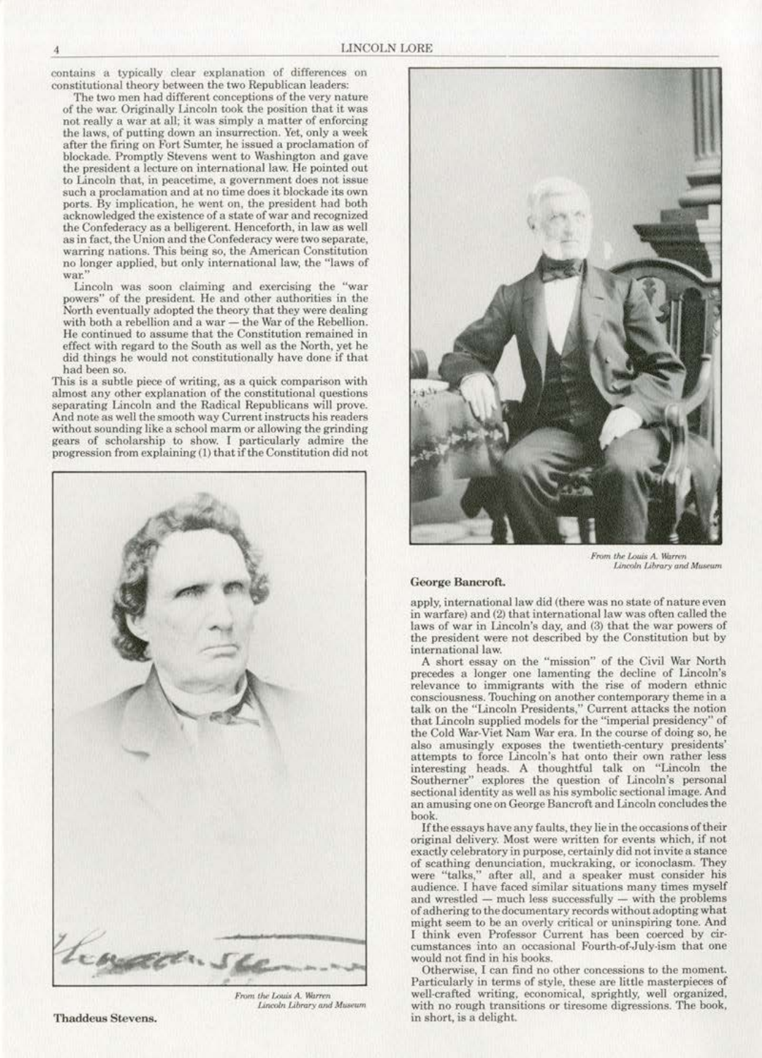contains a typically clear explanation of differences on constitutional theory between the two Republican leaders:

> The two men had different conceptions of the very nature of the war. Originally Lincoln took the position that it was not really a war at all; it was simply a matter of enforcing the laws, of putting down an insurrection. Yet, only a week after the firing on Fort Sumter, he issued a proclamation of blockade. Promptly Stevens went to Washington and gave the president a lecture on international law. He pointed out to Lincoln that, in peacetime, a government does not issue such a proclamation and at no time does it blockade its own ports. By implication, he went on, the president had both acknowledged the existence of a state of war and recognized the Confederacy as a belligerent. Henceforth, in law as well as in fact, the Union and the Confederacy were two separate, warring nations. This being so, the American Constitution no longer applied, but only international law, the "laws of war."
>
> Lincoln was soon claiming and exercising the "war powers" of the president. He and other authorities in the North eventually adopted the theory that they were dealing with both a rebellion and a war — the War of the Rebellion. He continued to assume that the Constitution remained in effect with regard to the South as well as the North, yet he did things he would not constitutionally have done if that had been so.

This is a subtle piece of writing, as a quick comparison with almost any other explanation of the constitutional questions separating Lincoln and the Radical Republicans will prove. And note as well the smooth way Current instructs his readers without sounding like a school marm or allowing the grinding gears of scholarship to show. I particularly admire the progression from explaining (1) that if the Constitution did not apply, international law did (there was no state of nature even in warfare) and (2) that international law was often called the laws of war in Lincoln's day, and (3) that the war powers of the president were not described by the Constitution but by international law.

*From the Louis A. Warren Lincoln Library and Museum*

**Thaddeus Stevens.**

*From the Louis A. Warren Lincoln Library and Museum*

**George Bancroft.**

A short essay on the "mission" of the Civil War North precedes a longer one lamenting the decline of Lincoln's relevance to immigrants with the rise of modern ethnic consciousness. Touching on another contemporary theme in a talk on the "Lincoln Presidents," Current attacks the notion that Lincoln supplied models for the "imperial presidency" of the Cold War-Viet Nam War era. In the course of doing so, he also amusingly exposes the twentieth-century presidents' attempts to force Lincoln's hat onto their own rather less interesting heads. A thoughtful talk on "Lincoln the Southerner" explores the question of Lincoln's personal sectional identity as well as his symbolic sectional image. And an amusing one on George Bancroft and Lincoln concludes the book.

If the essays have any faults, they lie in the occasions of their original delivery. Most were written for events which, if not exactly celebratory in purpose, certainly did not invite a stance of scathing denunciation, muckraking, or iconoclasm. They were "talks," after all, and a speaker must consider his audience. I have faced similar situations many times myself and wrestled — much less successfully — with the problems of adhering to the documentary records without adopting what might seem to be an overly critical or uninspiring tone. And I think even Professor Current has been coerced by circumstances into an occasional Fourth-of-July-ism that one would not find in his books.

Otherwise, I can find no other concessions to the moment. Particularly in terms of style, these are little masterpieces of well-crafted writing, economical, sprightly, well organized, with no rough transitions or tiresome digressions. The book, in short, is a delight.